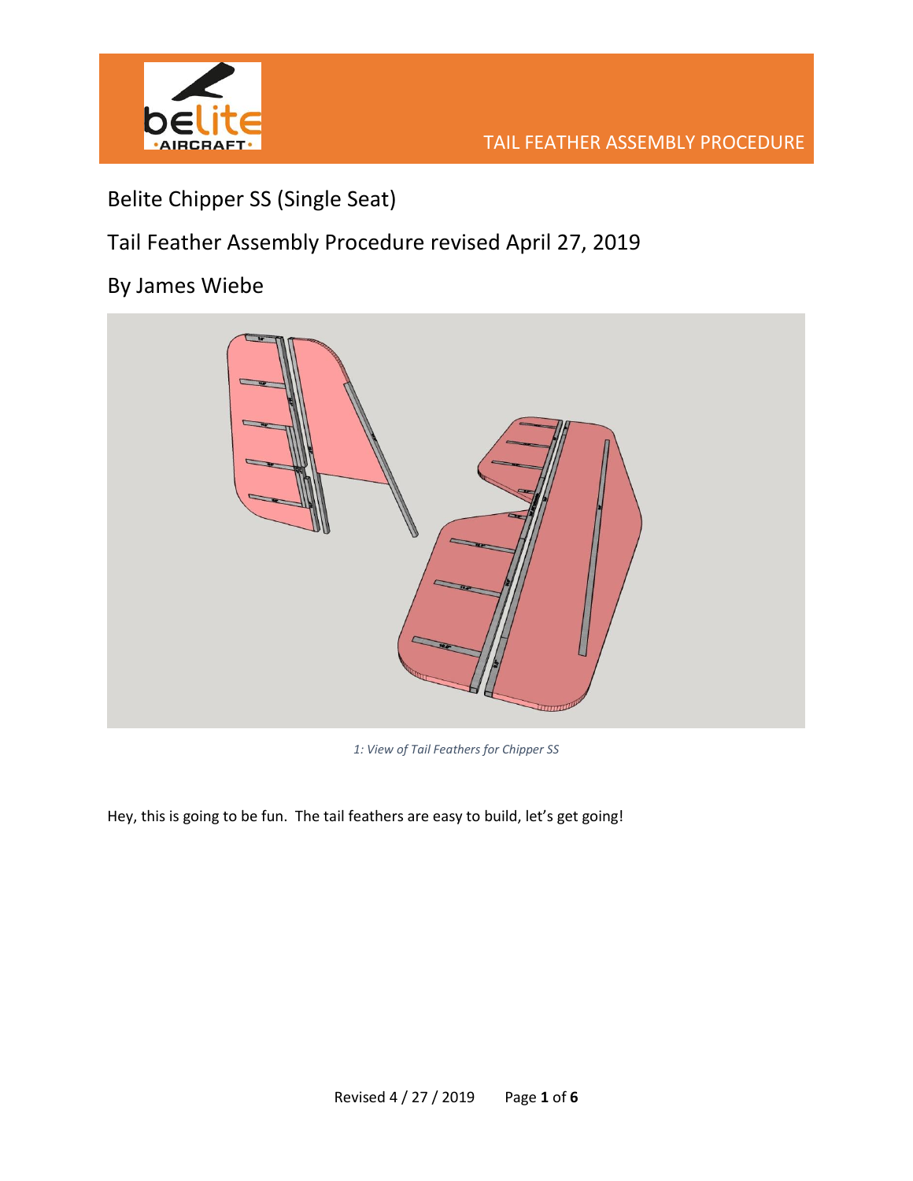TAIL FEATHER ASSEMBLY PROCEDURE

# Belite Chipper SS (Single Seat)

# Tail Feather Assembly Procedure revised April 27, 2019

# By James Wiebe

*1: View of Tail Feathers for Chipper SS*

Hey, this is going to be fun. The tail feathers are easy to build, let's get going!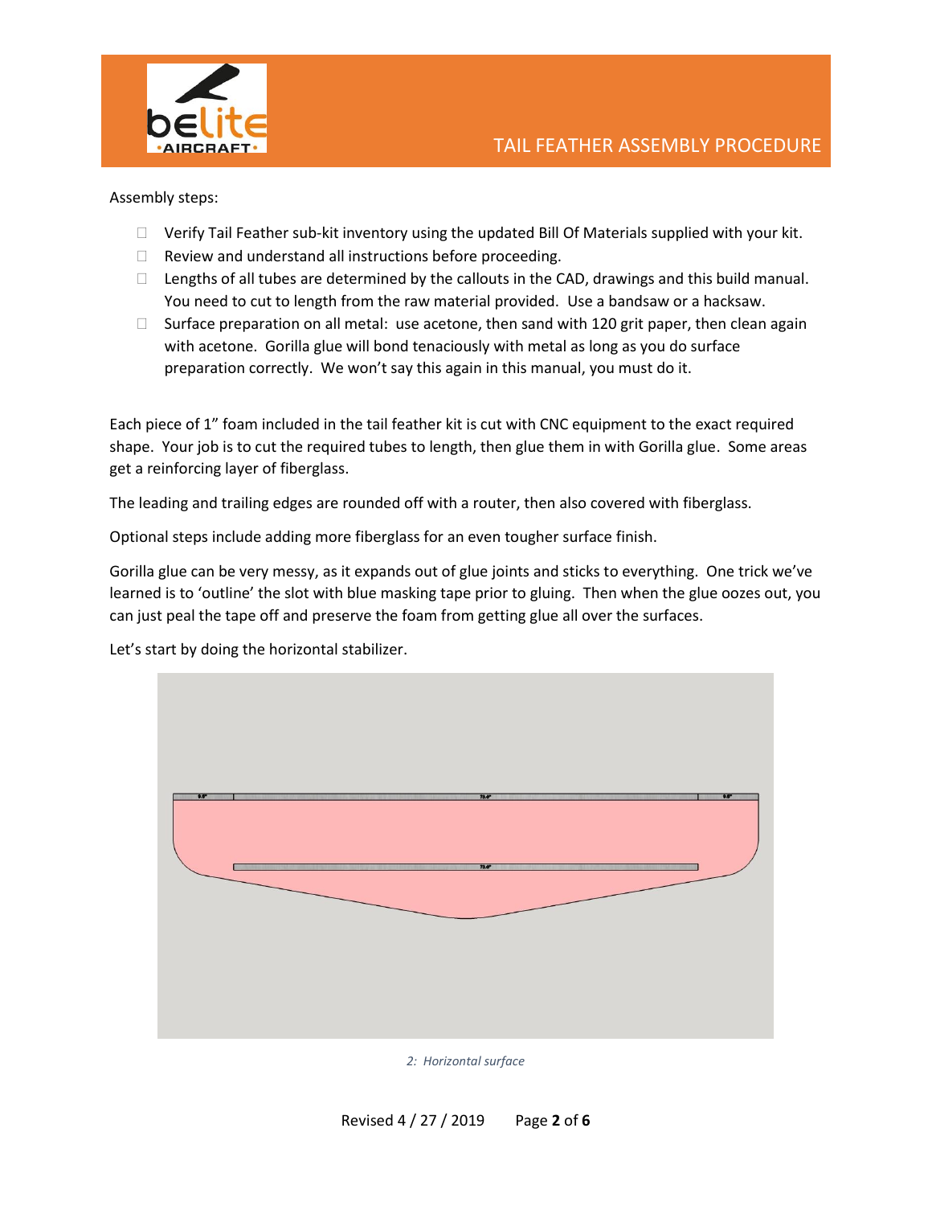Assembly steps:

- Verify Tail Feather sub-kit inventory using the updated Bill Of Materials supplied with your kit.
- Review and understand all instructions before proceeding.
- Lengths of all tubes are determined by the callouts in the CAD, drawings and this build manual. You need to cut to length from the raw material provided. Use a bandsaw or a hacksaw.
- Surface preparation on all metal: use acetone, then sand with 120 grit paper, then clean again with acetone. Gorilla glue will bond tenaciously with metal as long as you do surface preparation correctly. We won't say this again in this manual, you must do it.

Each piece of 1" foam included in the tail feather kit is cut with CNC equipment to the exact required shape. Your job is to cut the required tubes to length, then glue them in with Gorilla glue. Some areas get a reinforcing layer of fiberglass.

The leading and trailing edges are rounded off with a router, then also covered with fiberglass.

Optional steps include adding more fiberglass for an even tougher surface finish.

Gorilla glue can be very messy, as it expands out of glue joints and sticks to everything. One trick we've learned is to 'outline' the slot with blue masking tape prior to gluing. Then when the glue oozes out, you can just peal the tape off and preserve the foam from getting glue all over the surfaces.

Let's start by doing the horizontal stabilizer.

*2: Horizontal surface*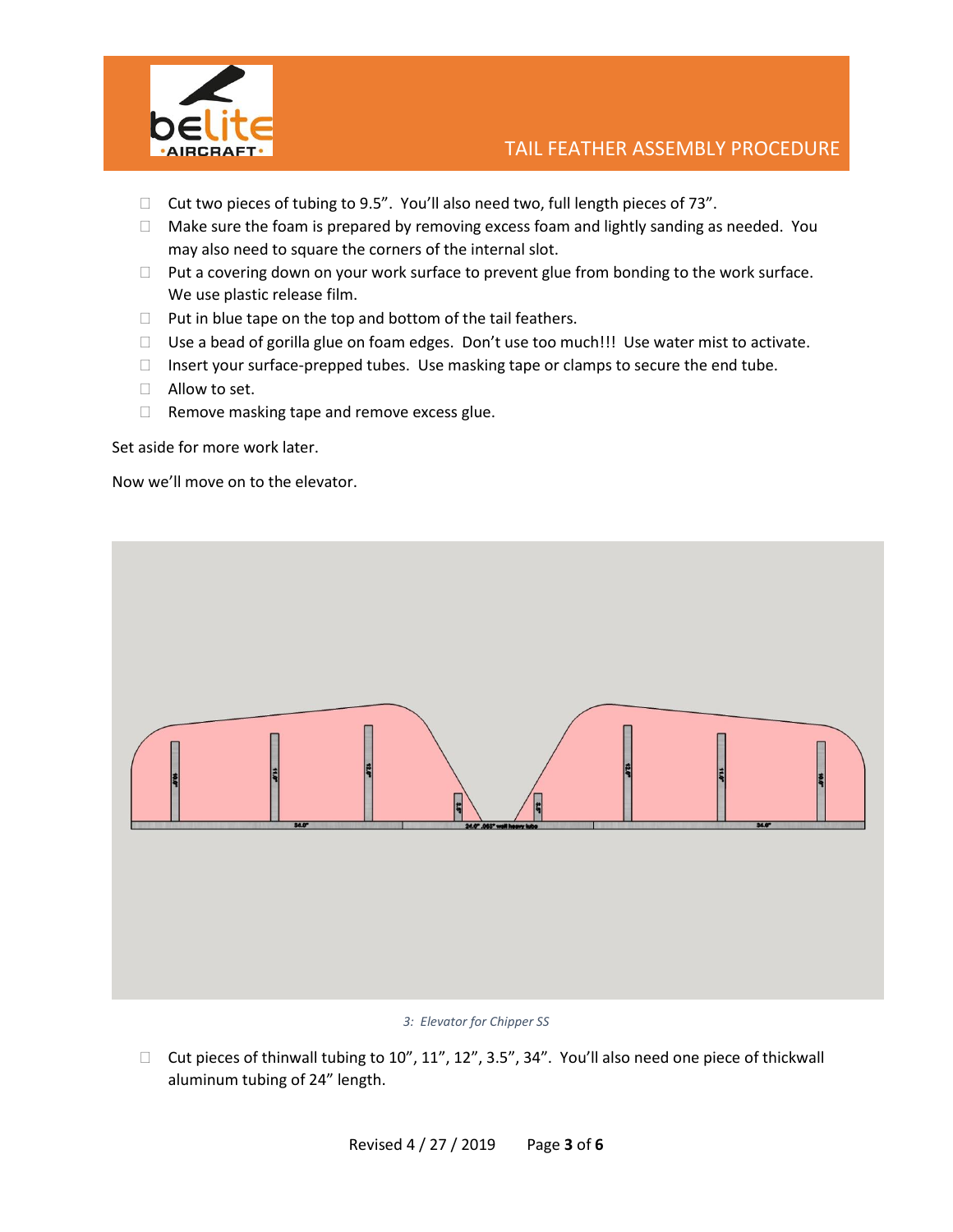- ☐ Cut two pieces of tubing to 9.5”. You’ll also need two, full length pieces of 73”.
- ☐ Make sure the foam is prepared by removing excess foam and lightly sanding as needed. You may also need to square the corners of the internal slot.
- ☐ Put a covering down on your work surface to prevent glue from bonding to the work surface. We use plastic release film.
- ☐ Put in blue tape on the top and bottom of the tail feathers.
- ☐ Use a bead of gorilla glue on foam edges. Don’t use too much!!! Use water mist to activate.
- ☐ Insert your surface-prepped tubes. Use masking tape or clamps to secure the end tube.
- ☐ Allow to set.
- ☐ Remove masking tape and remove excess glue.

Set aside for more work later.

Now we’ll move on to the elevator.

*3: Elevator for Chipper SS*

- ☐ Cut pieces of thinwall tubing to 10”, 11”, 12”, 3.5”, 34”. You’ll also need one piece of thickwall aluminum tubing of 24” length.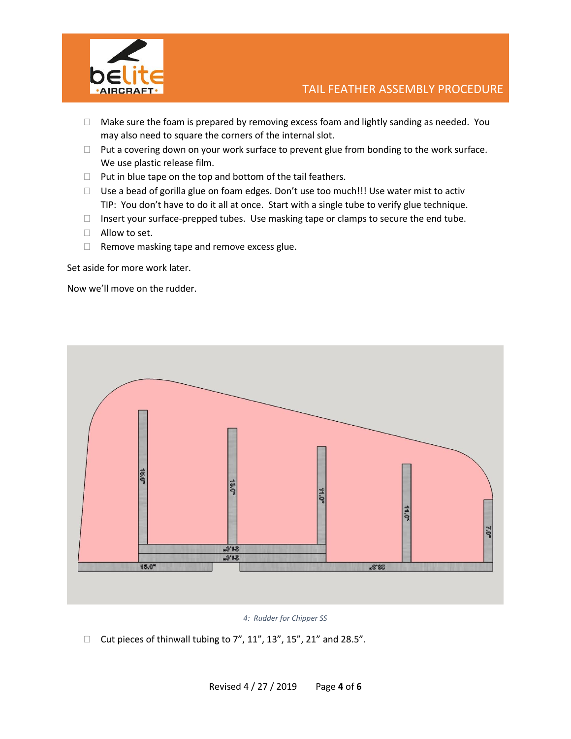- Make sure the foam is prepared by removing excess foam and lightly sanding as needed. You may also need to square the corners of the internal slot.
- Put a covering down on your work surface to prevent glue from bonding to the work surface. We use plastic release film.
- Put in blue tape on the top and bottom of the tail feathers.
- Use a bead of gorilla glue on foam edges. Don't use too much!!! Use water mist to activ TIP: You don't have to do it all at once. Start with a single tube to verify glue technique.
- Insert your surface-prepped tubes. Use masking tape or clamps to secure the end tube.
- Allow to set.
- Remove masking tape and remove excess glue.

Set aside for more work later.

Now we'll move on the rudder.

*4: Rudder for Chipper SS*

- Cut pieces of thinwall tubing to 7", 11", 13", 15", 21" and 28.5".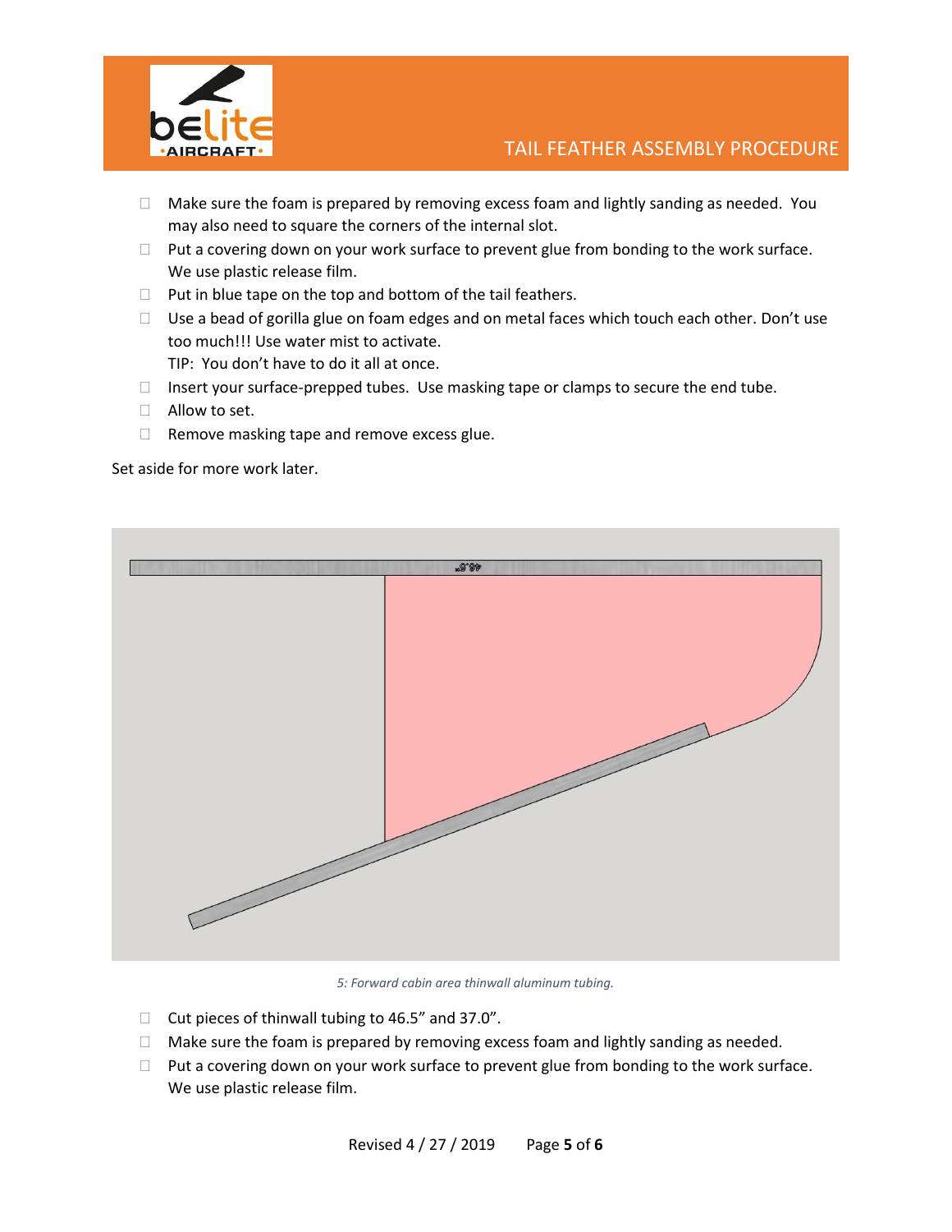- Make sure the foam is prepared by removing excess foam and lightly sanding as needed. You may also need to square the corners of the internal slot.
- Put a covering down on your work surface to prevent glue from bonding to the work surface. We use plastic release film.
- Put in blue tape on the top and bottom of the tail feathers.
- Use a bead of gorilla glue on foam edges and on metal faces which touch each other. Don't use too much!!! Use water mist to activate.
  TIP: You don't have to do it all at once.
- Insert your surface-prepped tubes. Use masking tape or clamps to secure the end tube.
- Allow to set.
- Remove masking tape and remove excess glue.

Set aside for more work later.

*5: Forward cabin area thinwall aluminum tubing.*

- Cut pieces of thinwall tubing to 46.5" and 37.0".
- Make sure the foam is prepared by removing excess foam and lightly sanding as needed.
- Put a covering down on your work surface to prevent glue from bonding to the work surface. We use plastic release film.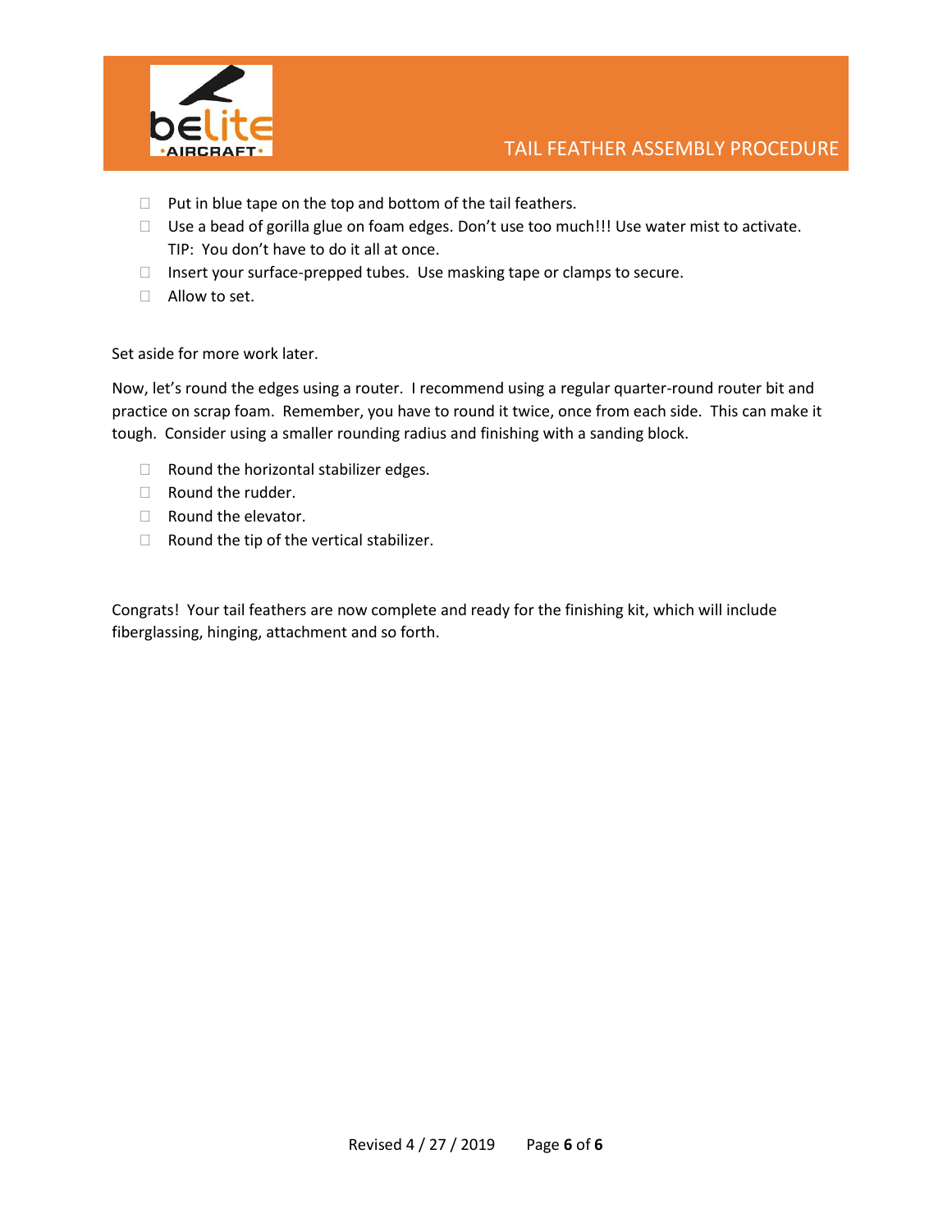- [ ] Put in blue tape on the top and bottom of the tail feathers.
- [ ] Use a bead of gorilla glue on foam edges. Don't use too much!!! Use water mist to activate. TIP: You don't have to do it all at once.
- [ ] Insert your surface-prepped tubes. Use masking tape or clamps to secure.
- [ ] Allow to set.

Set aside for more work later.

Now, let's round the edges using a router. I recommend using a regular quarter-round router bit and practice on scrap foam. Remember, you have to round it twice, once from each side. This can make it tough. Consider using a smaller rounding radius and finishing with a sanding block.

- [ ] Round the horizontal stabilizer edges.
- [ ] Round the rudder.
- [ ] Round the elevator.
- [ ] Round the tip of the vertical stabilizer.

Congrats! Your tail feathers are now complete and ready for the finishing kit, which will include fiberglassing, hinging, attachment and so forth.